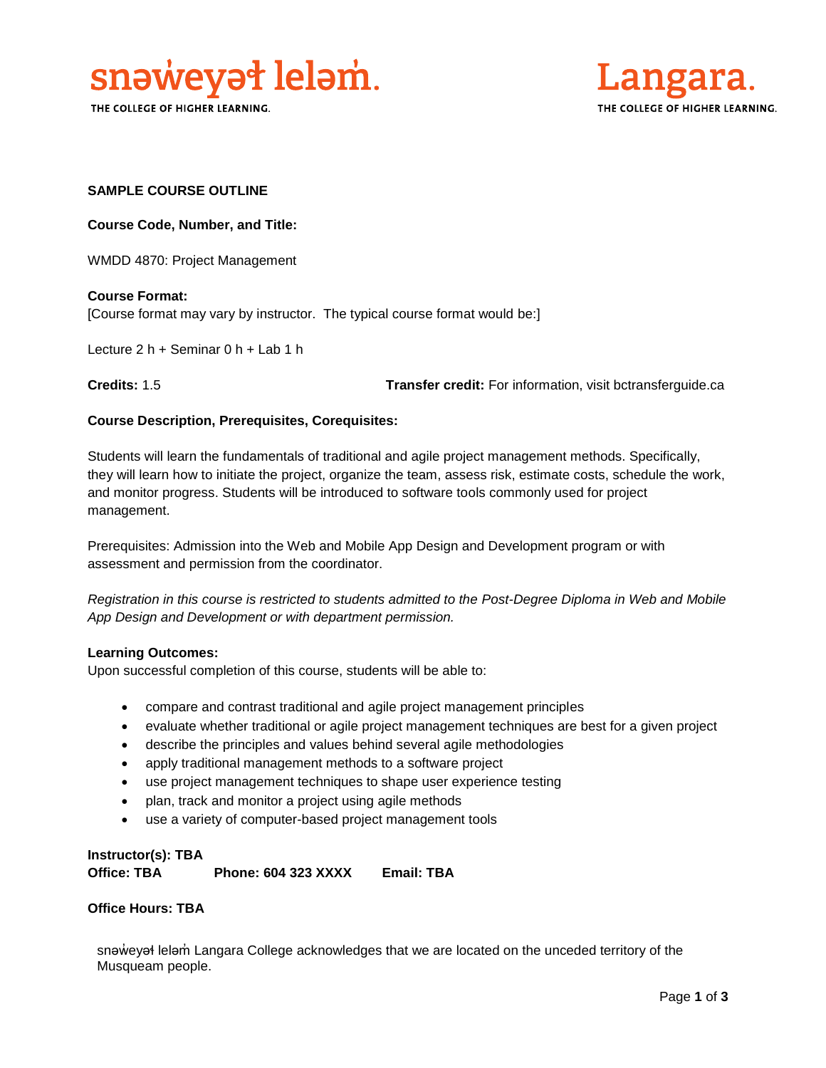snəw̓eyəɬ leləm̓.
THE COLLEGE OF HIGHER LEARNING.

Langara.
THE COLLEGE OF HIGHER LEARNING.

**SAMPLE COURSE OUTLINE**

**Course Code, Number, and Title:**

WMDD 4870: Project Management

**Course Format:**
[Course format may vary by instructor. The typical course format would be:]

Lecture 2 h + Seminar 0 h + Lab 1 h

**Credits:** 1.5 **Transfer credit:** For information, visit bctransferguide.ca

**Course Description, Prerequisites, Corequisites:**

Students will learn the fundamentals of traditional and agile project management methods. Specifically, they will learn how to initiate the project, organize the team, assess risk, estimate costs, schedule the work, and monitor progress. Students will be introduced to software tools commonly used for project management.

Prerequisites: Admission into the Web and Mobile App Design and Development program or with assessment and permission from the coordinator.

*Registration in this course is restricted to students admitted to the Post-Degree Diploma in Web and Mobile App Design and Development or with department permission.*

**Learning Outcomes:**
Upon successful completion of this course, students will be able to:

- compare and contrast traditional and agile project management principles
- evaluate whether traditional or agile project management techniques are best for a given project
- describe the principles and values behind several agile methodologies
- apply traditional management methods to a software project
- use project management techniques to shape user experience testing
- plan, track and monitor a project using agile methods
- use a variety of computer-based project management tools

**Instructor(s): TBA**
**Office: TBA** **Phone: 604 323 XXXX** **Email: TBA**

**Office Hours: TBA**

snəw̓eyəɬ leləm̓ Langara College acknowledges that we are located on the unceded territory of the Musqueam people.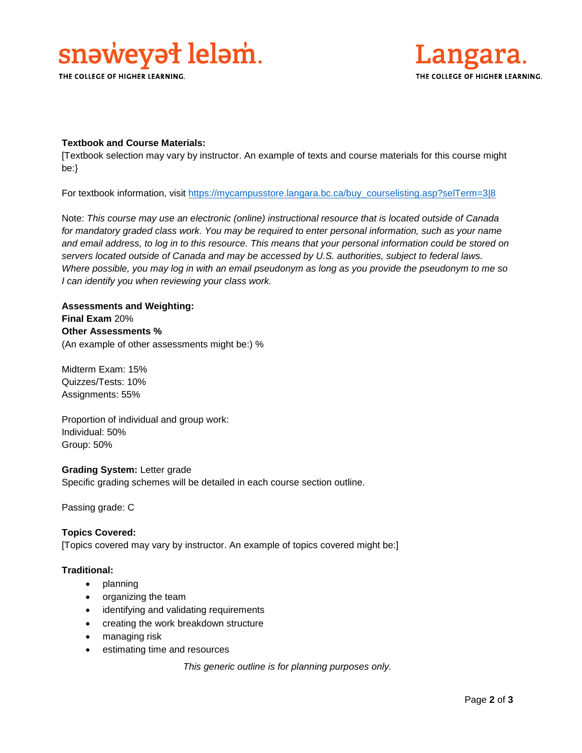**Textbook and Course Materials:**
[Textbook selection may vary by instructor. An example of texts and course materials for this course might be:}

For textbook information, visit [https://mycampusstore.langara.bc.ca/buy_courselisting.asp?selTerm=3|8](https://mycampusstore.langara.bc.ca/buy_courselisting.asp?selTerm=3|8)

Note: *This course may use an electronic (online) instructional resource that is located outside of Canada for mandatory graded class work. You may be required to enter personal information, such as your name and email address, to log in to this resource. This means that your personal information could be stored on servers located outside of Canada and may be accessed by U.S. authorities, subject to federal laws. Where possible, you may log in with an email pseudonym as long as you provide the pseudonym to me so I can identify you when reviewing your class work.*

**Assessments and Weighting:**
**Final Exam** 20%
**Other Assessments %**
(An example of other assessments might be:) %

Midterm Exam: 15%
Quizzes/Tests: 10%
Assignments: 55%

Proportion of individual and group work:
Individual: 50%
Group: 50%

**Grading System:** Letter grade
Specific grading schemes will be detailed in each course section outline.

Passing grade: C

**Topics Covered:**
[Topics covered may vary by instructor. An example of topics covered might be:]

**Traditional:**

- planning
- organizing the team
- identifying and validating requirements
- creating the work breakdown structure
- managing risk
- estimating time and resources

*This generic outline is for planning purposes only.*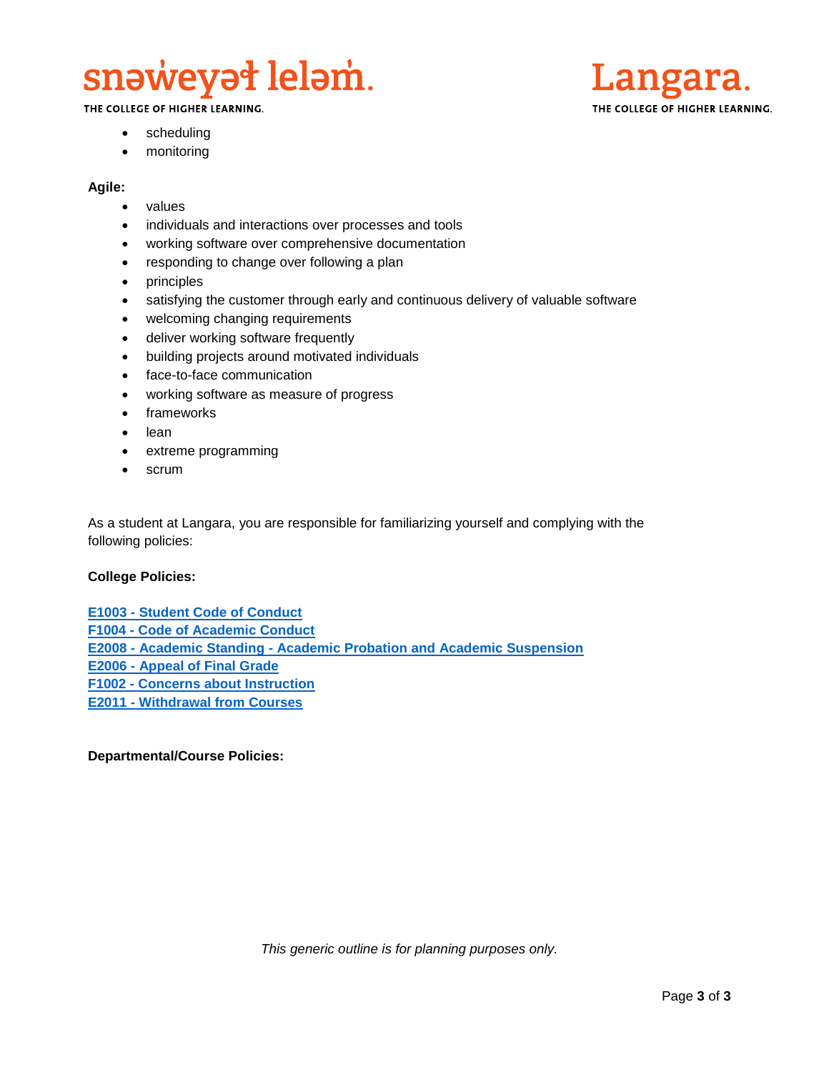- scheduling
- monitoring

**Agile:**

- values
- individuals and interactions over processes and tools
- working software over comprehensive documentation
- responding to change over following a plan
- principles
- satisfying the customer through early and continuous delivery of valuable software
- welcoming changing requirements
- deliver working software frequently
- building projects around motivated individuals
- face-to-face communication
- working software as measure of progress
- frameworks
- lean
- extreme programming
- scrum

As a student at Langara, you are responsible for familiarizing yourself and complying with the following policies:

**College Policies:**

**E1003 - Student Code of Conduct**
**F1004 - Code of Academic Conduct**
**E2008 - Academic Standing - Academic Probation and Academic Suspension**
**E2006 - Appeal of Final Grade**
**F1002 - Concerns about Instruction**
**E2011 - Withdrawal from Courses**

**Departmental/Course Policies:**

*This generic outline is for planning purposes only.*